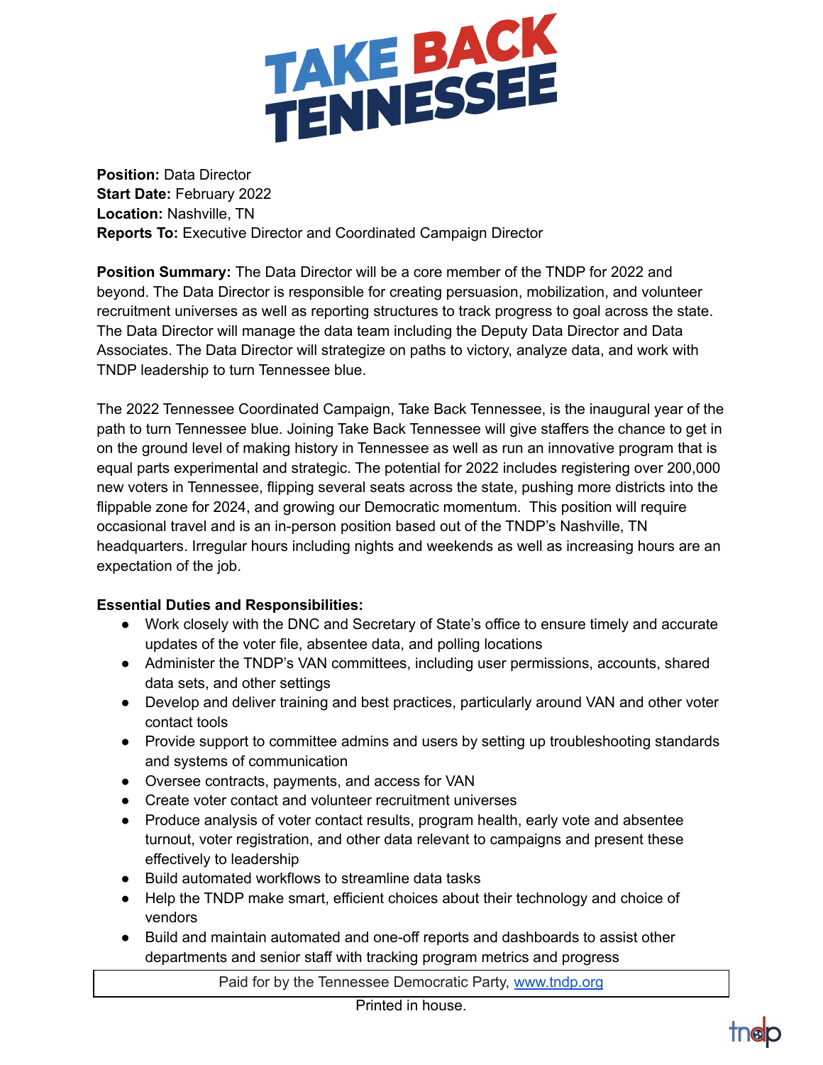# TAKE BACK TENNESSEE

**Position:** Data Director
**Start Date:** February 2022
**Location:** Nashville, TN
**Reports To:** Executive Director and Coordinated Campaign Director

**Position Summary:** The Data Director will be a core member of the TNDP for 2022 and beyond. The Data Director is responsible for creating persuasion, mobilization, and volunteer recruitment universes as well as reporting structures to track progress to goal across the state. The Data Director will manage the data team including the Deputy Data Director and Data Associates. The Data Director will strategize on paths to victory, analyze data, and work with TNDP leadership to turn Tennessee blue.

The 2022 Tennessee Coordinated Campaign, Take Back Tennessee, is the inaugural year of the path to turn Tennessee blue. Joining Take Back Tennessee will give staffers the chance to get in on the ground level of making history in Tennessee as well as run an innovative program that is equal parts experimental and strategic. The potential for 2022 includes registering over 200,000 new voters in Tennessee, flipping several seats across the state, pushing more districts into the flippable zone for 2024, and growing our Democratic momentum. This position will require occasional travel and is an in-person position based out of the TNDP's Nashville, TN headquarters. Irregular hours including nights and weekends as well as increasing hours are an expectation of the job.

**Essential Duties and Responsibilities:**

- Work closely with the DNC and Secretary of State's office to ensure timely and accurate updates of the voter file, absentee data, and polling locations
- Administer the TNDP's VAN committees, including user permissions, accounts, shared data sets, and other settings
- Develop and deliver training and best practices, particularly around VAN and other voter contact tools
- Provide support to committee admins and users by setting up troubleshooting standards and systems of communication
- Oversee contracts, payments, and access for VAN
- Create voter contact and volunteer recruitment universes
- Produce analysis of voter contact results, program health, early vote and absentee turnout, voter registration, and other data relevant to campaigns and present these effectively to leadership
- Build automated workflows to streamline data tasks
- Help the TNDP make smart, efficient choices about their technology and choice of vendors
- Build and maintain automated and one-off reports and dashboards to assist other departments and senior staff with tracking program metrics and progress

Paid for by the Tennessee Democratic Party, www.tndp.org

Printed in house.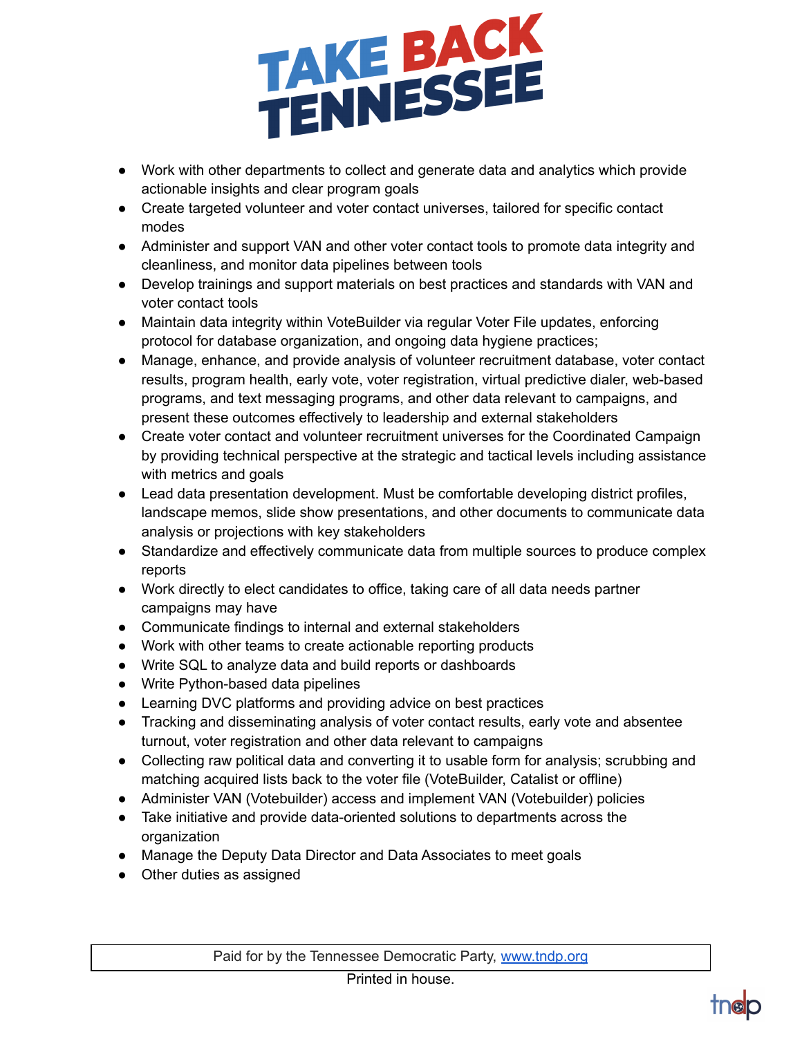- Work with other departments to collect and generate data and analytics which provide actionable insights and clear program goals
- Create targeted volunteer and voter contact universes, tailored for specific contact modes
- Administer and support VAN and other voter contact tools to promote data integrity and cleanliness, and monitor data pipelines between tools
- Develop trainings and support materials on best practices and standards with VAN and voter contact tools
- Maintain data integrity within VoteBuilder via regular Voter File updates, enforcing protocol for database organization, and ongoing data hygiene practices;
- Manage, enhance, and provide analysis of volunteer recruitment database, voter contact results, program health, early vote, voter registration, virtual predictive dialer, web-based programs, and text messaging programs, and other data relevant to campaigns, and present these outcomes effectively to leadership and external stakeholders
- Create voter contact and volunteer recruitment universes for the Coordinated Campaign by providing technical perspective at the strategic and tactical levels including assistance with metrics and goals
- Lead data presentation development. Must be comfortable developing district profiles, landscape memos, slide show presentations, and other documents to communicate data analysis or projections with key stakeholders
- Standardize and effectively communicate data from multiple sources to produce complex reports
- Work directly to elect candidates to office, taking care of all data needs partner campaigns may have
- Communicate findings to internal and external stakeholders
- Work with other teams to create actionable reporting products
- Write SQL to analyze data and build reports or dashboards
- Write Python-based data pipelines
- Learning DVC platforms and providing advice on best practices
- Tracking and disseminating analysis of voter contact results, early vote and absentee turnout, voter registration and other data relevant to campaigns
- Collecting raw political data and converting it to usable form for analysis; scrubbing and matching acquired lists back to the voter file (VoteBuilder, Catalist or offline)
- Administer VAN (Votebuilder) access and implement VAN (Votebuilder) policies
- Take initiative and provide data-oriented solutions to departments across the organization
- Manage the Deputy Data Director and Data Associates to meet goals
- Other duties as assigned

Paid for by the Tennessee Democratic Party, www.tndp.org

Printed in house.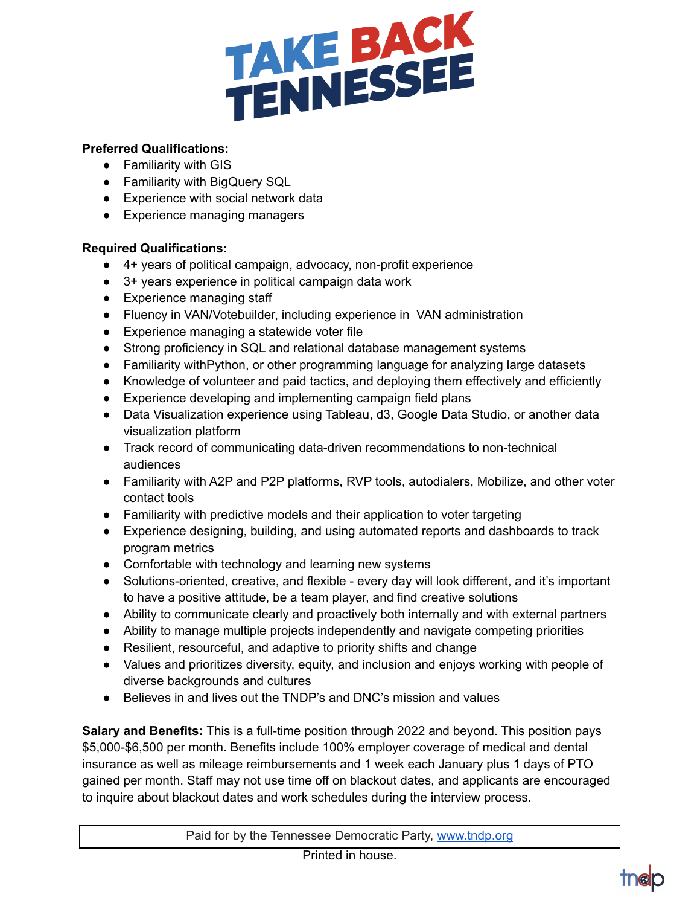**Preferred Qualifications:**

- Familiarity with GIS
- Familiarity with BigQuery SQL
- Experience with social network data
- Experience managing managers

**Required Qualifications:**

- 4+ years of political campaign, advocacy, non-profit experience
- 3+ years experience in political campaign data work
- Experience managing staff
- Fluency in VAN/Votebuilder, including experience in VAN administration
- Experience managing a statewide voter file
- Strong proficiency in SQL and relational database management systems
- Familiarity withPython, or other programming language for analyzing large datasets
- Knowledge of volunteer and paid tactics, and deploying them effectively and efficiently
- Experience developing and implementing campaign field plans
- Data Visualization experience using Tableau, d3, Google Data Studio, or another data visualization platform
- Track record of communicating data-driven recommendations to non-technical audiences
- Familiarity with A2P and P2P platforms, RVP tools, autodialers, Mobilize, and other voter contact tools
- Familiarity with predictive models and their application to voter targeting
- Experience designing, building, and using automated reports and dashboards to track program metrics
- Comfortable with technology and learning new systems
- Solutions-oriented, creative, and flexible - every day will look different, and it's important to have a positive attitude, be a team player, and find creative solutions
- Ability to communicate clearly and proactively both internally and with external partners
- Ability to manage multiple projects independently and navigate competing priorities
- Resilient, resourceful, and adaptive to priority shifts and change
- Values and prioritizes diversity, equity, and inclusion and enjoys working with people of diverse backgrounds and cultures
- Believes in and lives out the TNDP's and DNC's mission and values

**Salary and Benefits:** This is a full-time position through 2022 and beyond. This position pays $5,000-$6,500 per month. Benefits include 100% employer coverage of medical and dental insurance as well as mileage reimbursements and 1 week each January plus 1 days of PTO gained per month. Staff may not use time off on blackout dates, and applicants are encouraged to inquire about blackout dates and work schedules during the interview process.

Paid for by the Tennessee Democratic Party, [www.tndp.org](www.tndp.org)

Printed in house.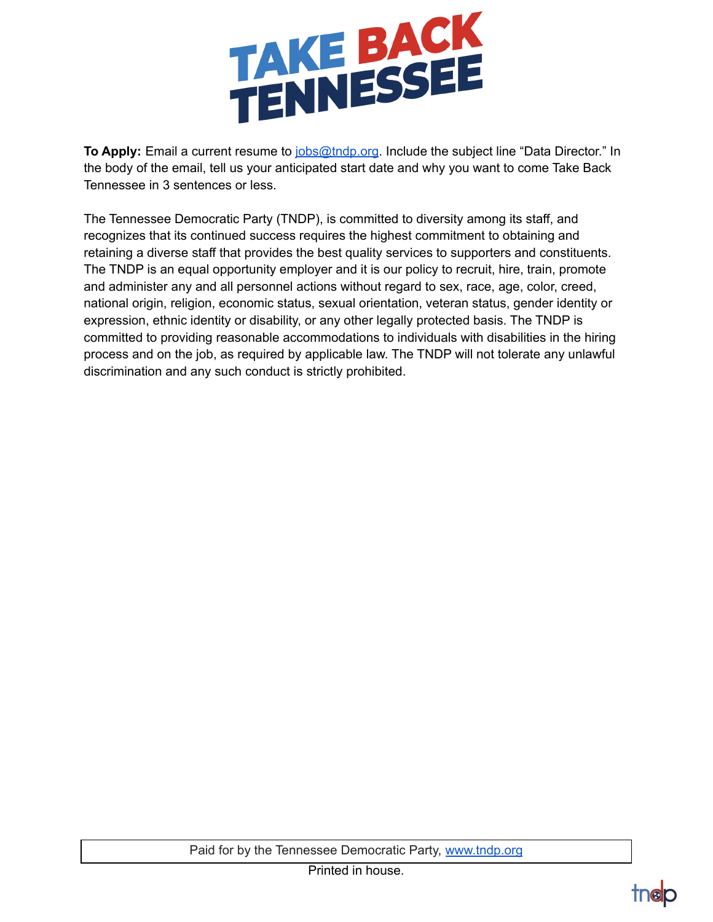**To Apply:** Email a current resume to jobs@tndp.org. Include the subject line "Data Director." In the body of the email, tell us your anticipated start date and why you want to come Take Back Tennessee in 3 sentences or less.

The Tennessee Democratic Party (TNDP), is committed to diversity among its staff, and recognizes that its continued success requires the highest commitment to obtaining and retaining a diverse staff that provides the best quality services to supporters and constituents. The TNDP is an equal opportunity employer and it is our policy to recruit, hire, train, promote and administer any and all personnel actions without regard to sex, race, age, color, creed, national origin, religion, economic status, sexual orientation, veteran status, gender identity or expression, ethnic identity or disability, or any other legally protected basis. The TNDP is committed to providing reasonable accommodations to individuals with disabilities in the hiring process and on the job, as required by applicable law. The TNDP will not tolerate any unlawful discrimination and any such conduct is strictly prohibited.

Paid for by the Tennessee Democratic Party, www.tndp.org

Printed in house.